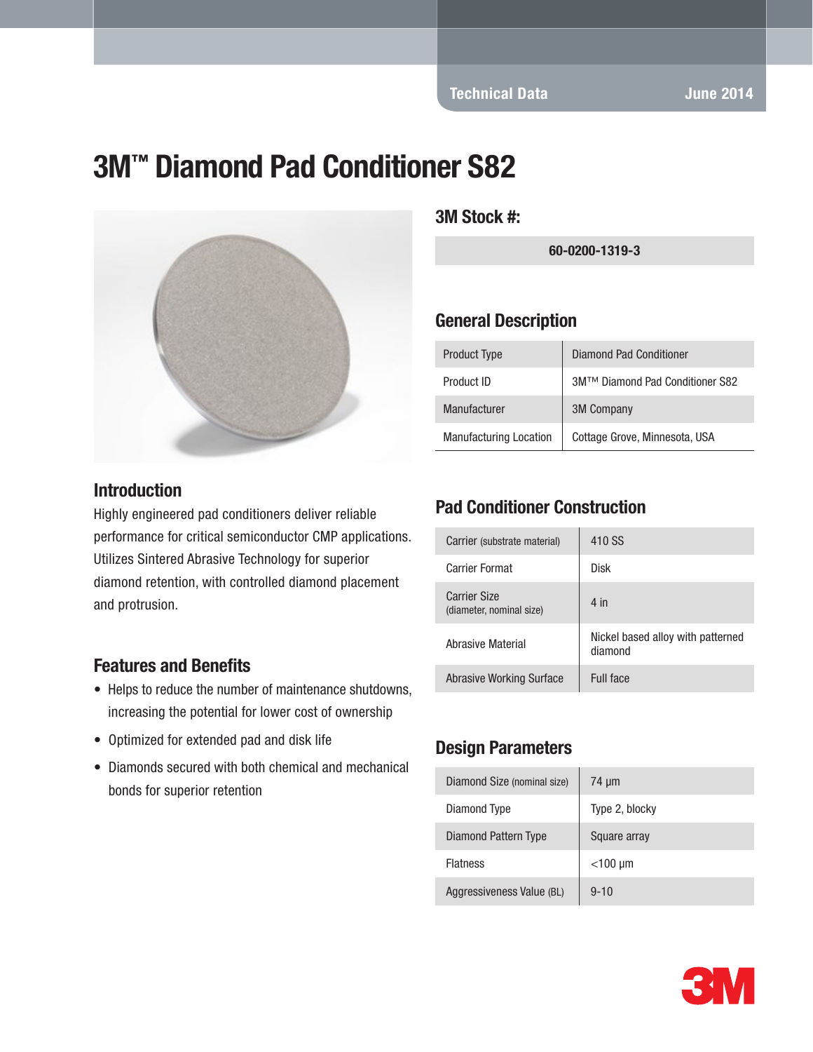Technical Data June 2014

# 3M™ Diamond Pad Conditioner S82

## Introduction

Highly engineered pad conditioners deliver reliable performance for critical semiconductor CMP applications. Utilizes Sintered Abrasive Technology for superior diamond retention, with controlled diamond placement and protrusion.

## Features and Benefits

- Helps to reduce the number of maintenance shutdowns, increasing the potential for lower cost of ownership
- Optimized for extended pad and disk life
- Diamonds secured with both chemical and mechanical bonds for superior retention

## 3M Stock #:

60-0200-1319-3

## General Description

| | |
|---|---|
| Product Type | Diamond Pad Conditioner |
| Product ID | 3M™ Diamond Pad Conditioner S82 |
| Manufacturer | 3M Company |
| Manufacturing Location | Cottage Grove, Minnesota, USA |

## Pad Conditioner Construction

| | |
|---|---|
| Carrier (substrate material) | 410 SS |
| Carrier Format | Disk |
| Carrier Size (diameter, nominal size) | 4 in |
| Abrasive Material | Nickel based alloy with patterned diamond |
| Abrasive Working Surface | Full face |

## Design Parameters

| | |
|---|---|
| Diamond Size (nominal size) | 74 µm |
| Diamond Type | Type 2, blocky |
| Diamond Pattern Type | Square array |
| Flatness | <100 µm |
| Aggressiveness Value (BL) | 9-10 |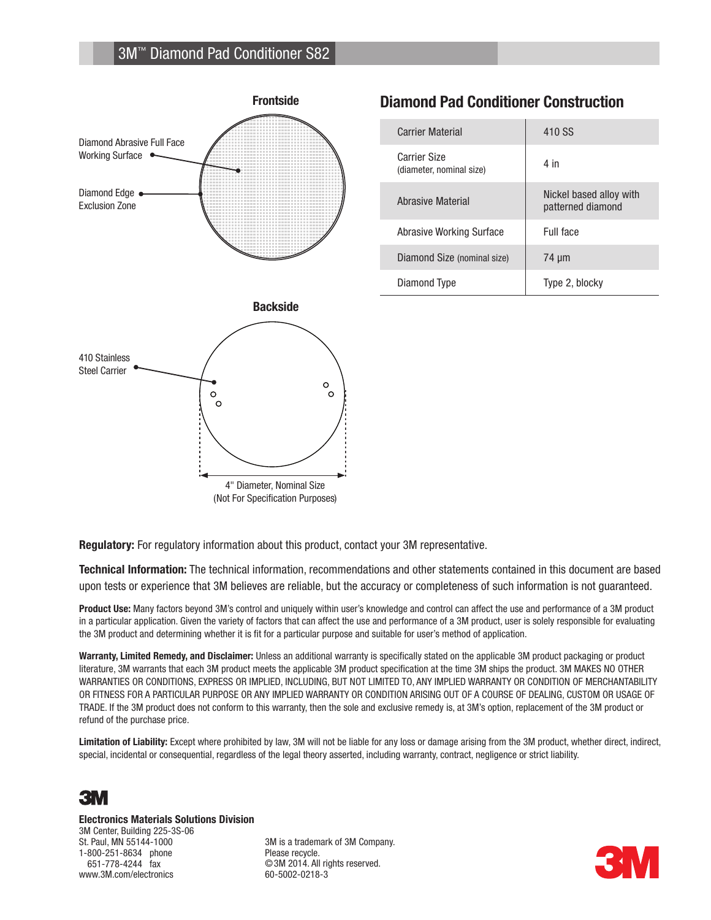## 3M™ Diamond Pad Conditioner S82

**Frontside**

Diamond Abrasive Full Face Working Surface

Diamond Edge Exclusion Zone

**Backside**

410 Stainless Steel Carrier

4" Diameter, Nominal Size
(Not For Specification Purposes)

## Diamond Pad Conditioner Construction

| | |
|---|---|
| Carrier Material | 410 SS |
| Carrier Size (diameter, nominal size) | 4 in |
| Abrasive Material | Nickel based alloy with patterned diamond |
| Abrasive Working Surface | Full face |
| Diamond Size (nominal size) | 74 µm |
| Diamond Type | Type 2, blocky |

**Regulatory:** For regulatory information about this product, contact your 3M representative.

**Technical Information:** The technical information, recommendations and other statements contained in this document are based upon tests or experience that 3M believes are reliable, but the accuracy or completeness of such information is not guaranteed.

**Product Use:** Many factors beyond 3M's control and uniquely within user's knowledge and control can affect the use and performance of a 3M product in a particular application. Given the variety of factors that can affect the use and performance of a 3M product, user is solely responsible for evaluating the 3M product and determining whether it is fit for a particular purpose and suitable for user's method of application.

**Warranty, Limited Remedy, and Disclaimer:** Unless an additional warranty is specifically stated on the applicable 3M product packaging or product literature, 3M warrants that each 3M product meets the applicable 3M product specification at the time 3M ships the product. 3M MAKES NO OTHER WARRANTIES OR CONDITIONS, EXPRESS OR IMPLIED, INCLUDING, BUT NOT LIMITED TO, ANY IMPLIED WARRANTY OR CONDITION OF MERCHANTABILITY OR FITNESS FOR A PARTICULAR PURPOSE OR ANY IMPLIED WARRANTY OR CONDITION ARISING OUT OF A COURSE OF DEALING, CUSTOM OR USAGE OF TRADE. If the 3M product does not conform to this warranty, then the sole and exclusive remedy is, at 3M's option, replacement of the 3M product or refund of the purchase price.

**Limitation of Liability:** Except where prohibited by law, 3M will not be liable for any loss or damage arising from the 3M product, whether direct, indirect, special, incidental or consequential, regardless of the legal theory asserted, including warranty, contract, negligence or strict liability.

3M

**Electronics Materials Solutions Division**
3M Center, Building 225-3S-06
St. Paul, MN 55144-1000
1-800-251-8634 phone
651-778-4244 fax
www.3M.com/electronics

3M is a trademark of 3M Company.
Please recycle.
© 3M 2014. All rights reserved.
60-5002-0218-3

3M